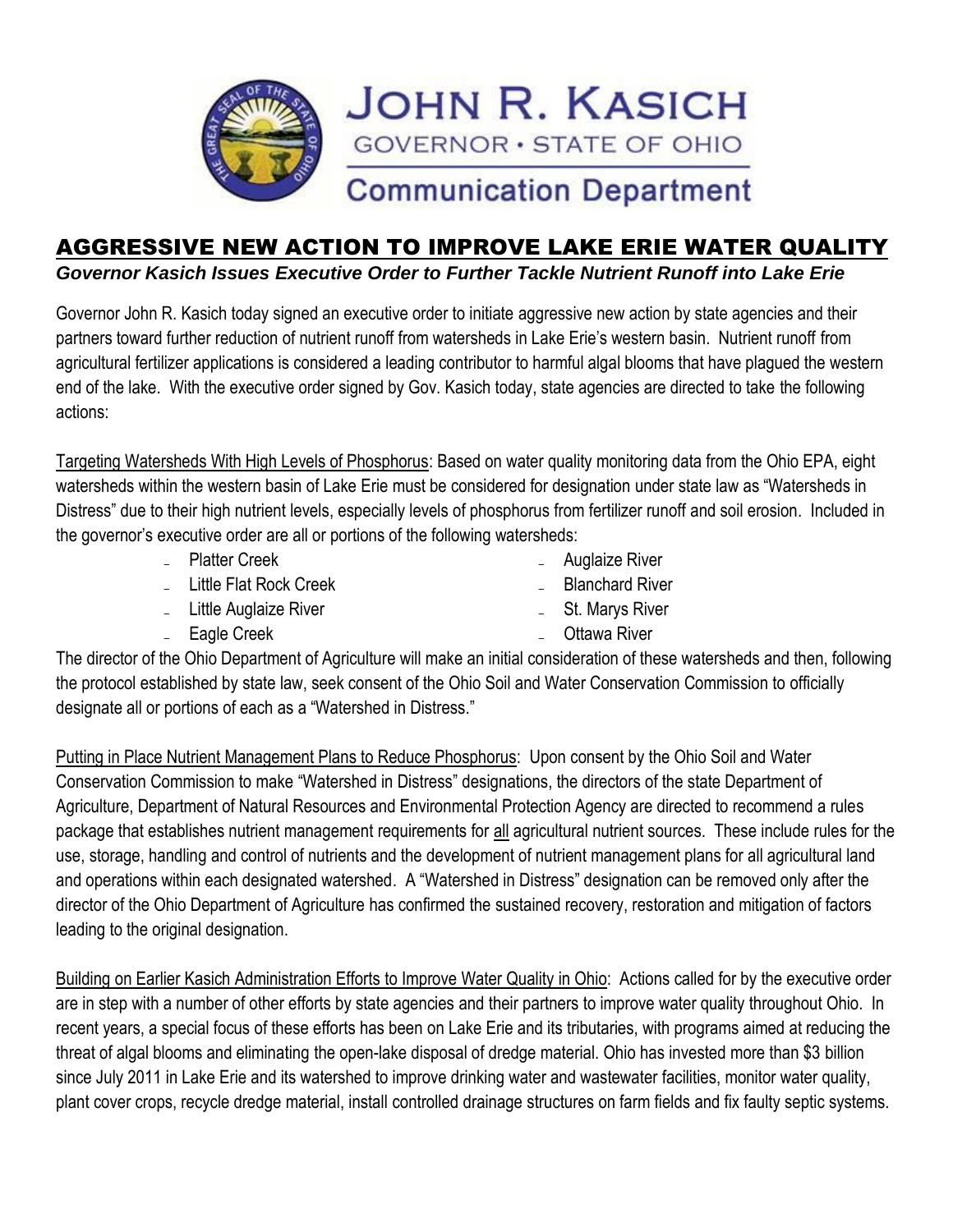JOHN R. KASICH
GOVERNOR • STATE OF OHIO

Communication Department

# AGGRESSIVE NEW ACTION TO IMPROVE LAKE ERIE WATER QUALITY

***Governor Kasich Issues Executive Order to Further Tackle Nutrient Runoff into Lake Erie***

Governor John R. Kasich today signed an executive order to initiate aggressive new action by state agencies and their partners toward further reduction of nutrient runoff from watersheds in Lake Erie's western basin. Nutrient runoff from agricultural fertilizer applications is considered a leading contributor to harmful algal blooms that have plagued the western end of the lake. With the executive order signed by Gov. Kasich today, state agencies are directed to take the following actions:

Targeting Watersheds With High Levels of Phosphorus: Based on water quality monitoring data from the Ohio EPA, eight watersheds within the western basin of Lake Erie must be considered for designation under state law as "Watersheds in Distress" due to their high nutrient levels, especially levels of phosphorus from fertilizer runoff and soil erosion. Included in the governor's executive order are all or portions of the following watersheds:

- Platter Creek
- Little Flat Rock Creek
- Little Auglaize River
- Eagle Creek
- Auglaize River
- Blanchard River
- St. Marys River
- Ottawa River

The director of the Ohio Department of Agriculture will make an initial consideration of these watersheds and then, following the protocol established by state law, seek consent of the Ohio Soil and Water Conservation Commission to officially designate all or portions of each as a "Watershed in Distress."

Putting in Place Nutrient Management Plans to Reduce Phosphorus: Upon consent by the Ohio Soil and Water Conservation Commission to make "Watershed in Distress" designations, the directors of the state Department of Agriculture, Department of Natural Resources and Environmental Protection Agency are directed to recommend a rules package that establishes nutrient management requirements for all agricultural nutrient sources. These include rules for the use, storage, handling and control of nutrients and the development of nutrient management plans for all agricultural land and operations within each designated watershed. A "Watershed in Distress" designation can be removed only after the director of the Ohio Department of Agriculture has confirmed the sustained recovery, restoration and mitigation of factors leading to the original designation.

Building on Earlier Kasich Administration Efforts to Improve Water Quality in Ohio: Actions called for by the executive order are in step with a number of other efforts by state agencies and their partners to improve water quality throughout Ohio. In recent years, a special focus of these efforts has been on Lake Erie and its tributaries, with programs aimed at reducing the threat of algal blooms and eliminating the open-lake disposal of dredge material. Ohio has invested more than $3 billion since July 2011 in Lake Erie and its watershed to improve drinking water and wastewater facilities, monitor water quality, plant cover crops, recycle dredge material, install controlled drainage structures on farm fields and fix faulty septic systems.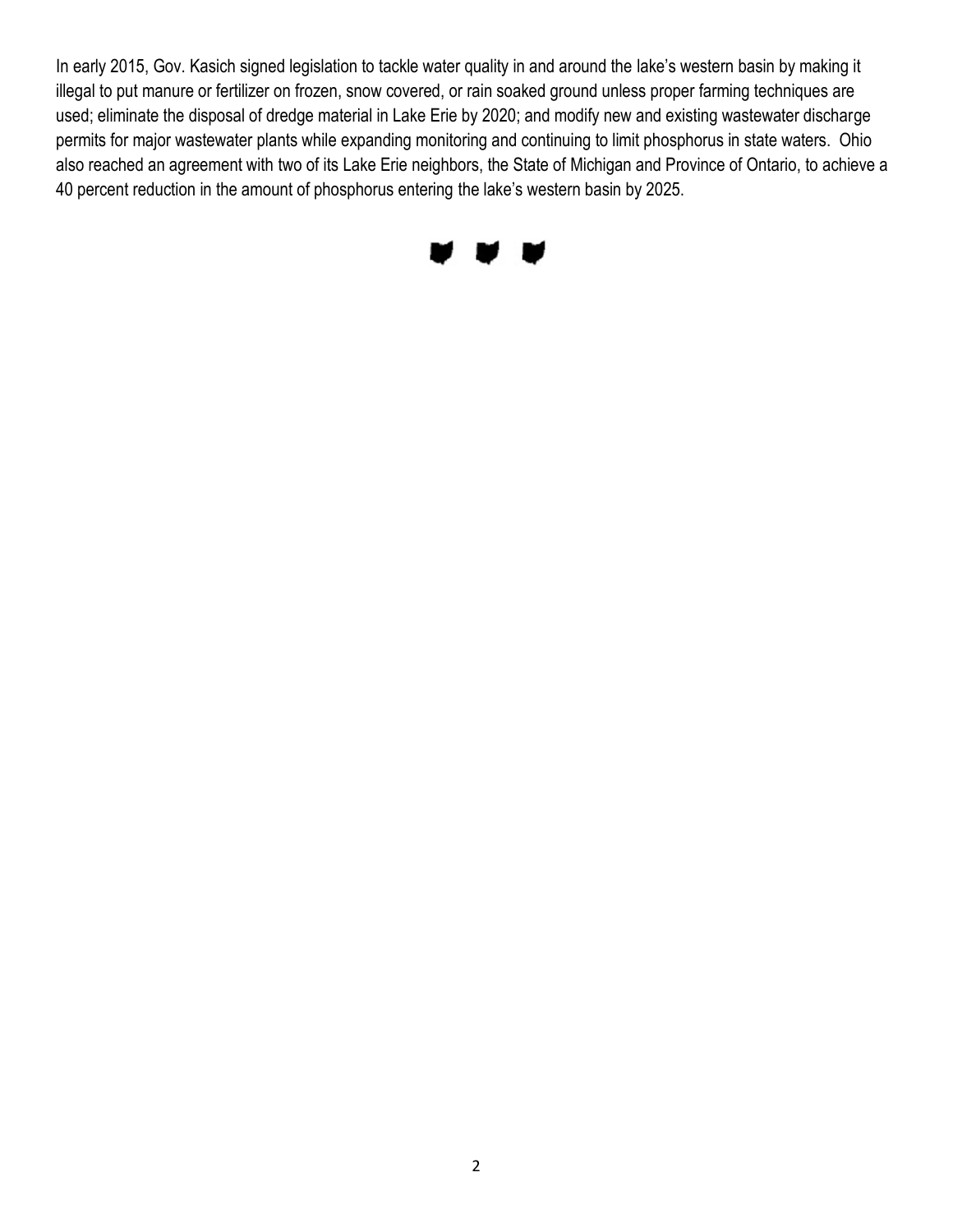In early 2015, Gov. Kasich signed legislation to tackle water quality in and around the lake's western basin by making it illegal to put manure or fertilizer on frozen, snow covered, or rain soaked ground unless proper farming techniques are used; eliminate the disposal of dredge material in Lake Erie by 2020; and modify new and existing wastewater discharge permits for major wastewater plants while expanding monitoring and continuing to limit phosphorus in state waters. Ohio also reached an agreement with two of its Lake Erie neighbors, the State of Michigan and Province of Ontario, to achieve a 40 percent reduction in the amount of phosphorus entering the lake's western basin by 2025.